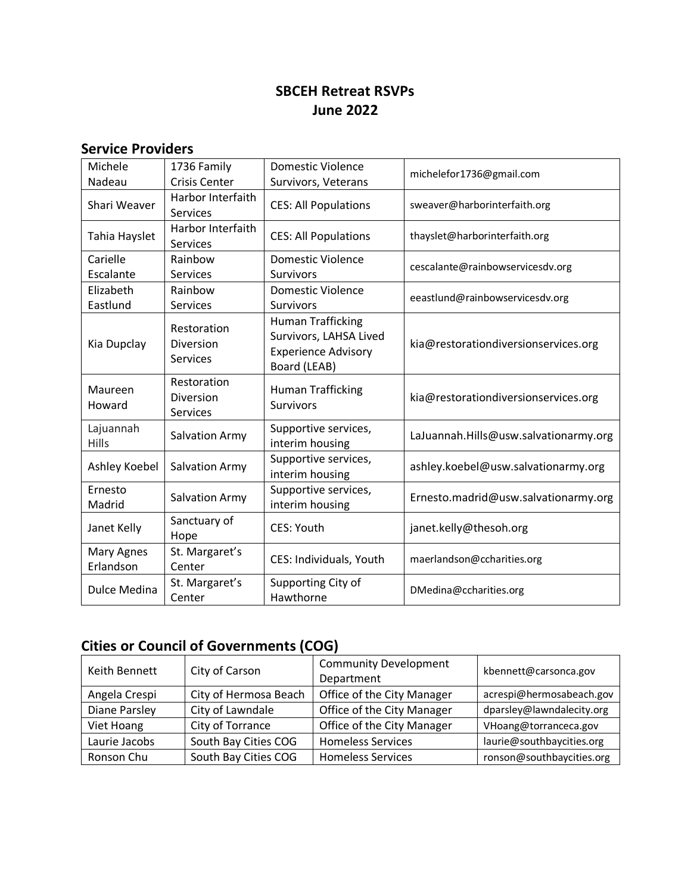# SBCEH Retreat RSVPs
# June 2022

## Service Providers

| | | | |
|---|---|---|---|
| Michele Nadeau | 1736 Family Crisis Center | Domestic Violence Survivors, Veterans | michelefor1736@gmail.com |
| Shari Weaver | Harbor Interfaith Services | CES: All Populations | sweaver@harborinterfaith.org |
| Tahia Hayslet | Harbor Interfaith Services | CES: All Populations | thayslet@harborinterfaith.org |
| Carielle Escalante | Rainbow Services | Domestic Violence Survivors | cescalante@rainbowservicesdv.org |
| Elizabeth Eastlund | Rainbow Services | Domestic Violence Survivors | eeastlund@rainbowservicesdv.org |
| Kia Dupclay | Restoration Diversion Services | Human Trafficking Survivors, LAHSA Lived Experience Advisory Board (LEAB) | kia@restorationdiversionservices.org |
| Maureen Howard | Restoration Diversion Services | Human Trafficking Survivors | kia@restorationdiversionservices.org |
| Lajuannah Hills | Salvation Army | Supportive services, interim housing | LaJuannah.Hills@usw.salvationarmy.org |
| Ashley Koebel | Salvation Army | Supportive services, interim housing | ashley.koebel@usw.salvationarmy.org |
| Ernesto Madrid | Salvation Army | Supportive services, interim housing | Ernesto.madrid@usw.salvationarmy.org |
| Janet Kelly | Sanctuary of Hope | CES: Youth | janet.kelly@thesoh.org |
| Mary Agnes Erlandson | St. Margaret's Center | CES: Individuals, Youth | maerlandson@ccharities.org |
| Dulce Medina | St. Margaret's Center | Supporting City of Hawthorne | DMedina@ccharities.org |

## Cities or Council of Governments (COG)

| | | | |
|---|---|---|---|
| Keith Bennett | City of Carson | Community Development Department | kbennett@carsonca.gov |
| Angela Crespi | City of Hermosa Beach | Office of the City Manager | acrespi@hermosabeach.gov |
| Diane Parsley | City of Lawndale | Office of the City Manager | dparsley@lawndalecity.org |
| Viet Hoang | City of Torrance | Office of the City Manager | VHoang@torranceca.gov |
| Laurie Jacobs | South Bay Cities COG | Homeless Services | laurie@southbaycities.org |
| Ronson Chu | South Bay Cities COG | Homeless Services | ronson@southbaycities.org |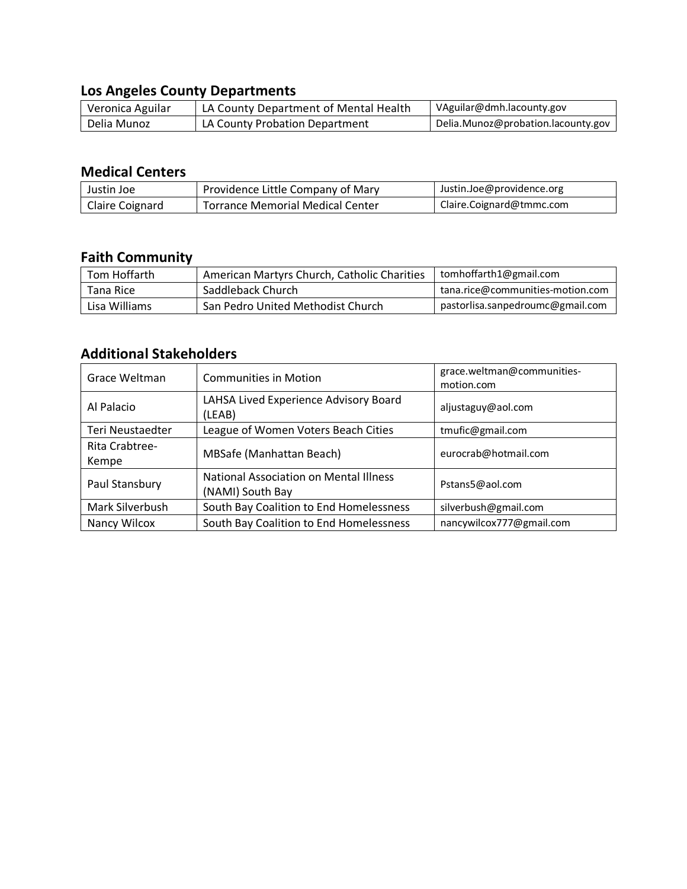## Los Angeles County Departments

| | | |
|---|---|---|
| Veronica Aguilar | LA County Department of Mental Health | VAguilar@dmh.lacounty.gov |
| Delia Munoz | LA County Probation Department | Delia.Munoz@probation.lacounty.gov |

## Medical Centers

| | | |
|---|---|---|
| Justin Joe | Providence Little Company of Mary | Justin.Joe@providence.org |
| Claire Coignard | Torrance Memorial Medical Center | Claire.Coignard@tmmc.com |

## Faith Community

| | | |
|---|---|---|
| Tom Hoffarth | American Martyrs Church, Catholic Charities | tomhoffarth1@gmail.com |
| Tana Rice | Saddleback Church | tana.rice@communities-motion.com |
| Lisa Williams | San Pedro United Methodist Church | pastorlisa.sanpedroumc@gmail.com |

## Additional Stakeholders

| | | |
|---|---|---|
| Grace Weltman | Communities in Motion | grace.weltman@communities-motion.com |
| Al Palacio | LAHSA Lived Experience Advisory Board (LEAB) | aljustaguy@aol.com |
| Teri Neustaedter | League of Women Voters Beach Cities | tmufic@gmail.com |
| Rita Crabtree-Kempe | MBSafe (Manhattan Beach) | eurocrab@hotmail.com |
| Paul Stansbury | National Association on Mental Illness (NAMI) South Bay | Pstans5@aol.com |
| Mark Silverbush | South Bay Coalition to End Homelessness | silverbush@gmail.com |
| Nancy Wilcox | South Bay Coalition to End Homelessness | nancywilcox777@gmail.com |